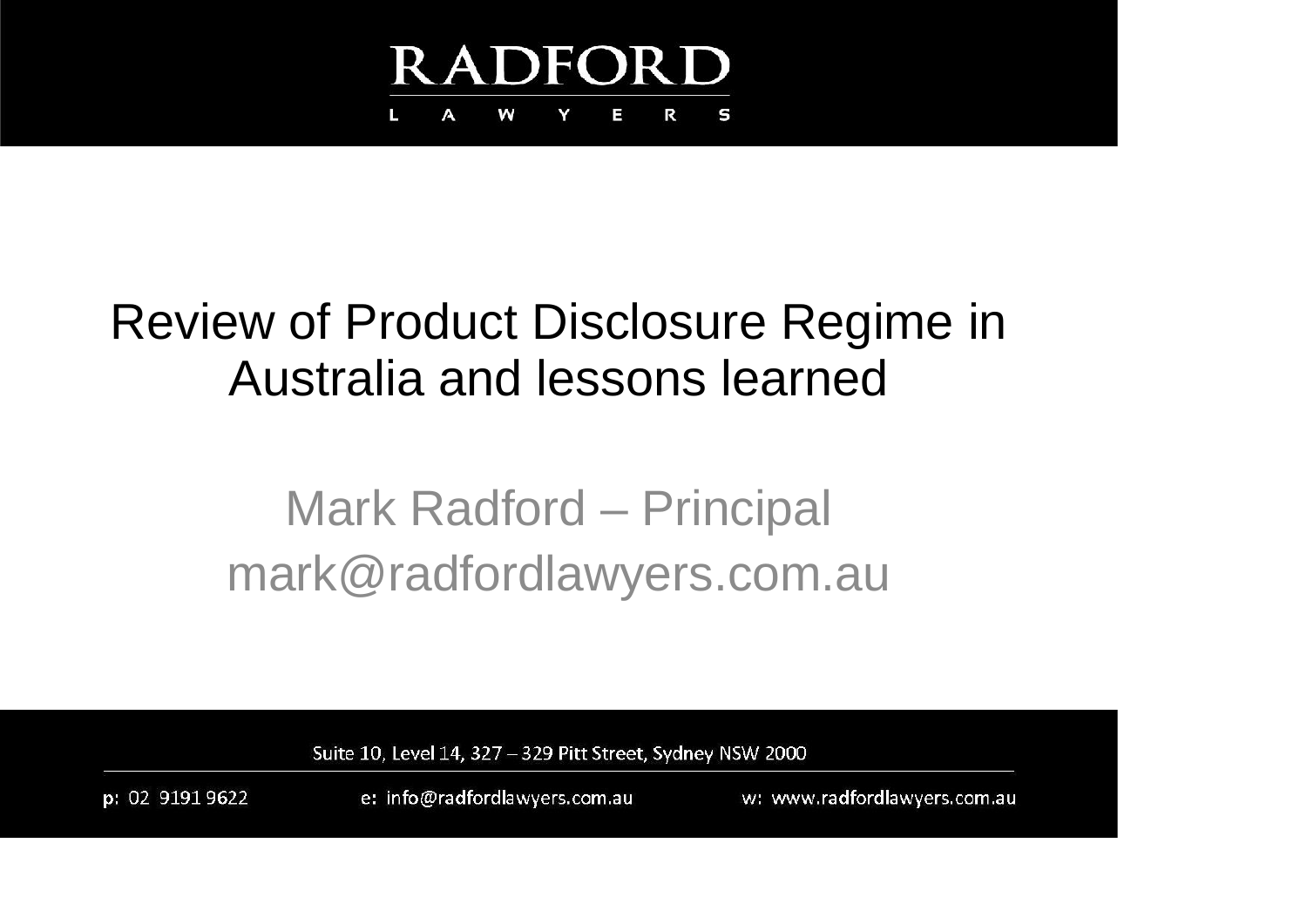RADFORD

L A W Y E R S

# Review of Product Disclosure Regime in Australia and lessons learned

Mark Radford – Principal

mark@radfordlawyers.com.au

Suite 10, Level 14, 327 – 329 Pitt Street, Sydney NSW 2000

p: 02 9191 9622 e: info@radfordlawyers.com.au w: www.radfordlawyers.com.au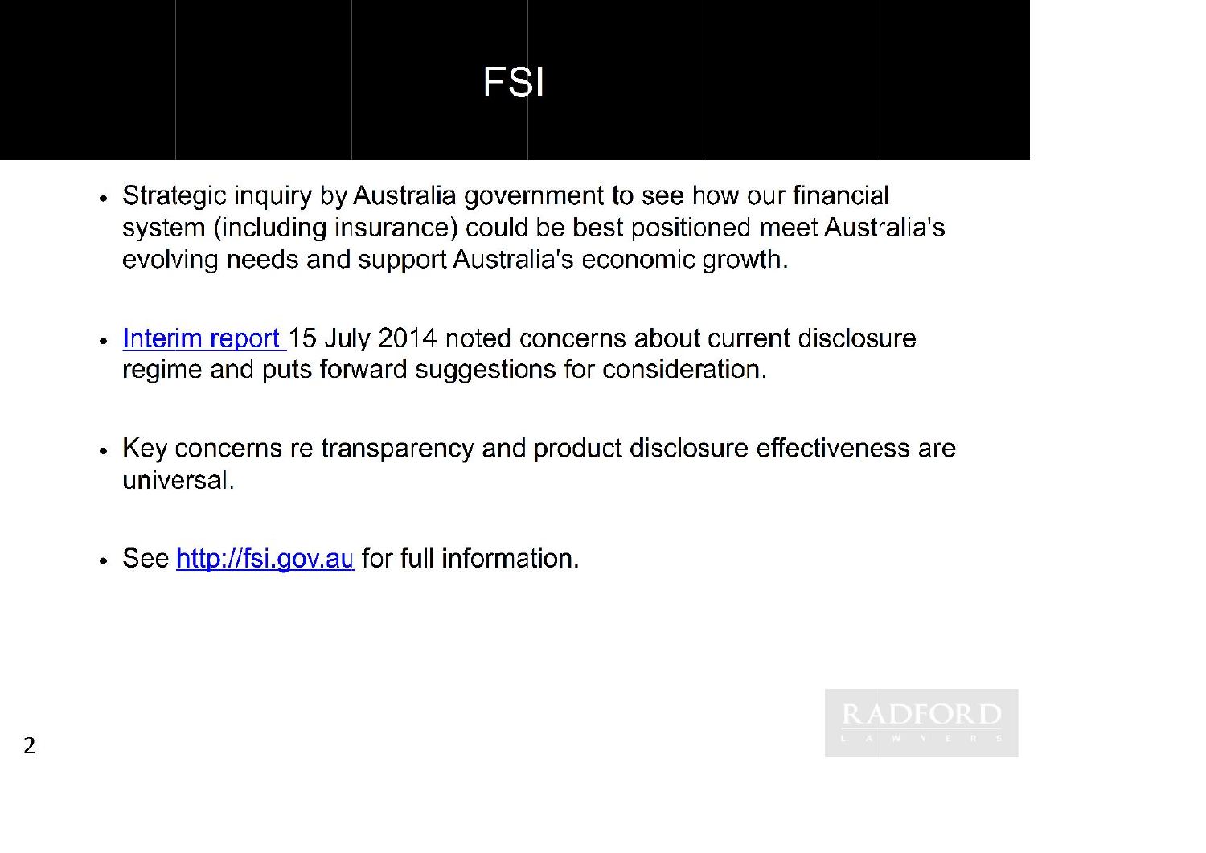# FSI

- Strategic inquiry by Australia government to see how our financial system (including insurance) could be best positioned meet Australia's evolving needs and support Australia's economic growth.

- Interim report 15 July 2014 noted concerns about current disclosure regime and puts forward suggestions for consideration.

- Key concerns re transparency and product disclosure effectiveness are universal.

- See http://fsi.gov.au for full information.

RADFORD LAWYERS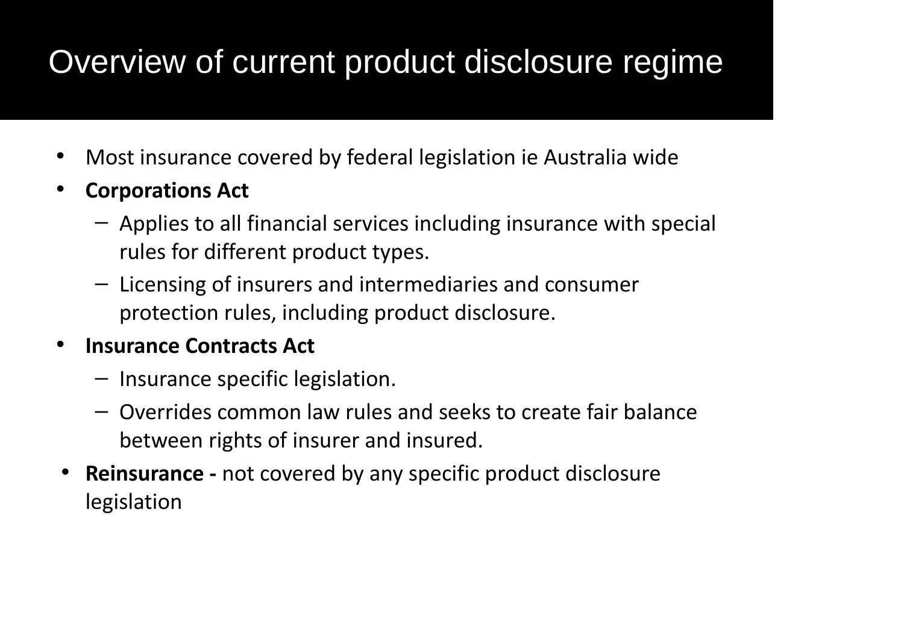# Overview of current product disclosure regime

- Most insurance covered by federal legislation ie Australia wide
- **Corporations Act**
  - Applies to all financial services including insurance with special rules for different product types.
  - Licensing of insurers and intermediaries and consumer protection rules, including product disclosure.
- **Insurance Contracts Act**
  - Insurance specific legislation.
  - Overrides common law rules and seeks to create fair balance between rights of insurer and insured.
- **Reinsurance -** not covered by any specific product disclosure legislation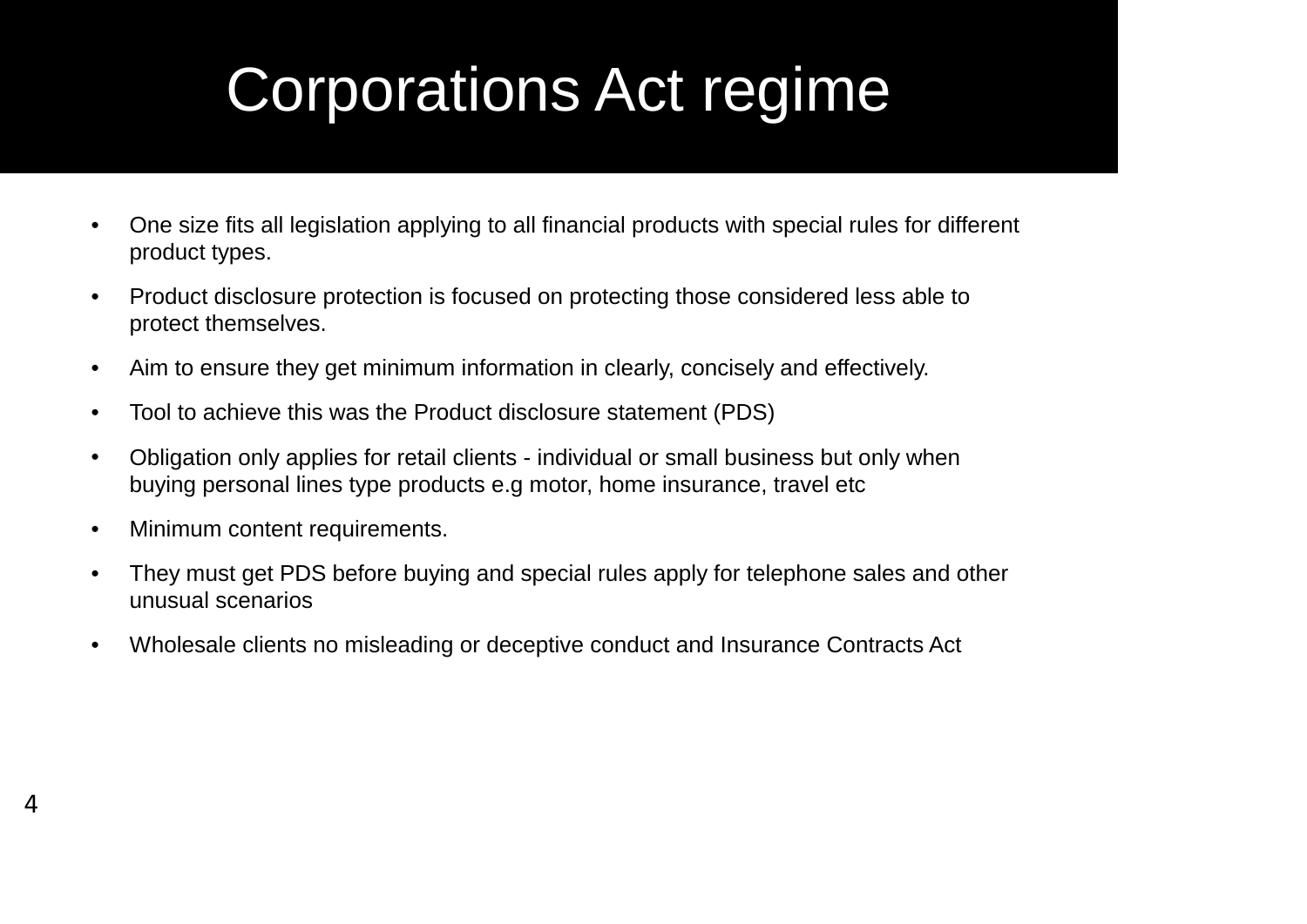# Corporations Act regime

- One size fits all legislation applying to all financial products with special rules for different product types.
- Product disclosure protection is focused on protecting those considered less able to protect themselves.
- Aim to ensure they get minimum information in clearly, concisely and effectively.
- Tool to achieve this was the Product disclosure statement (PDS)
- Obligation only applies for retail clients - individual or small business but only when buying personal lines type products e.g motor, home insurance, travel etc
- Minimum content requirements.
- They must get PDS before buying and special rules apply for telephone sales and other unusual scenarios
- Wholesale clients no misleading or deceptive conduct and Insurance Contracts Act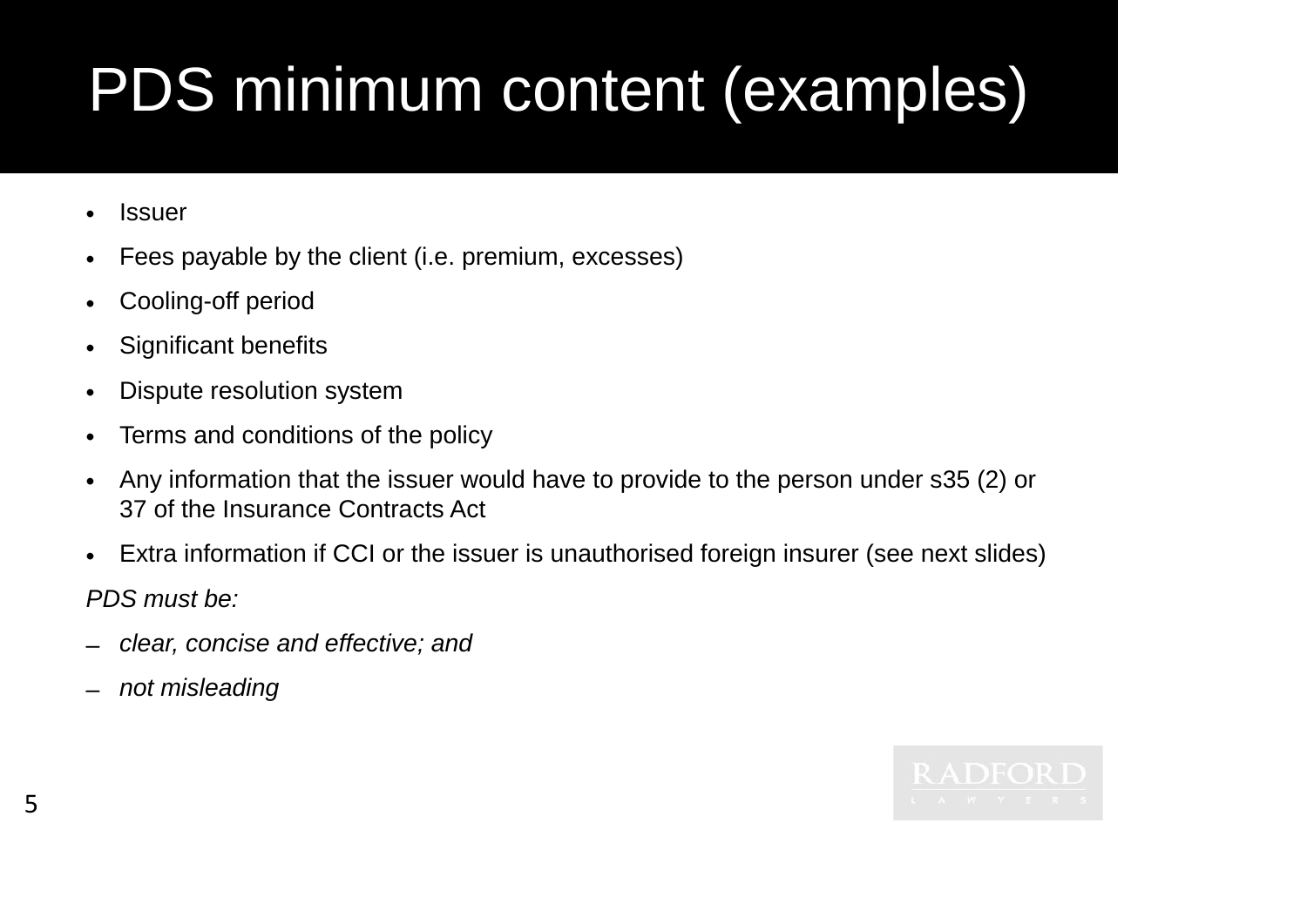# PDS minimum content (examples)

- Issuer
- Fees payable by the client (i.e. premium, excesses)
- Cooling-off period
- Significant benefits
- Dispute resolution system
- Terms and conditions of the policy
- Any information that the issuer would have to provide to the person under s35 (2) or 37 of the Insurance Contracts Act
- Extra information if CCI or the issuer is unauthorised foreign insurer (see next slides)

*PDS must be:*

- *clear, concise and effective; and*
- *not misleading*

RADFORD LAWYERS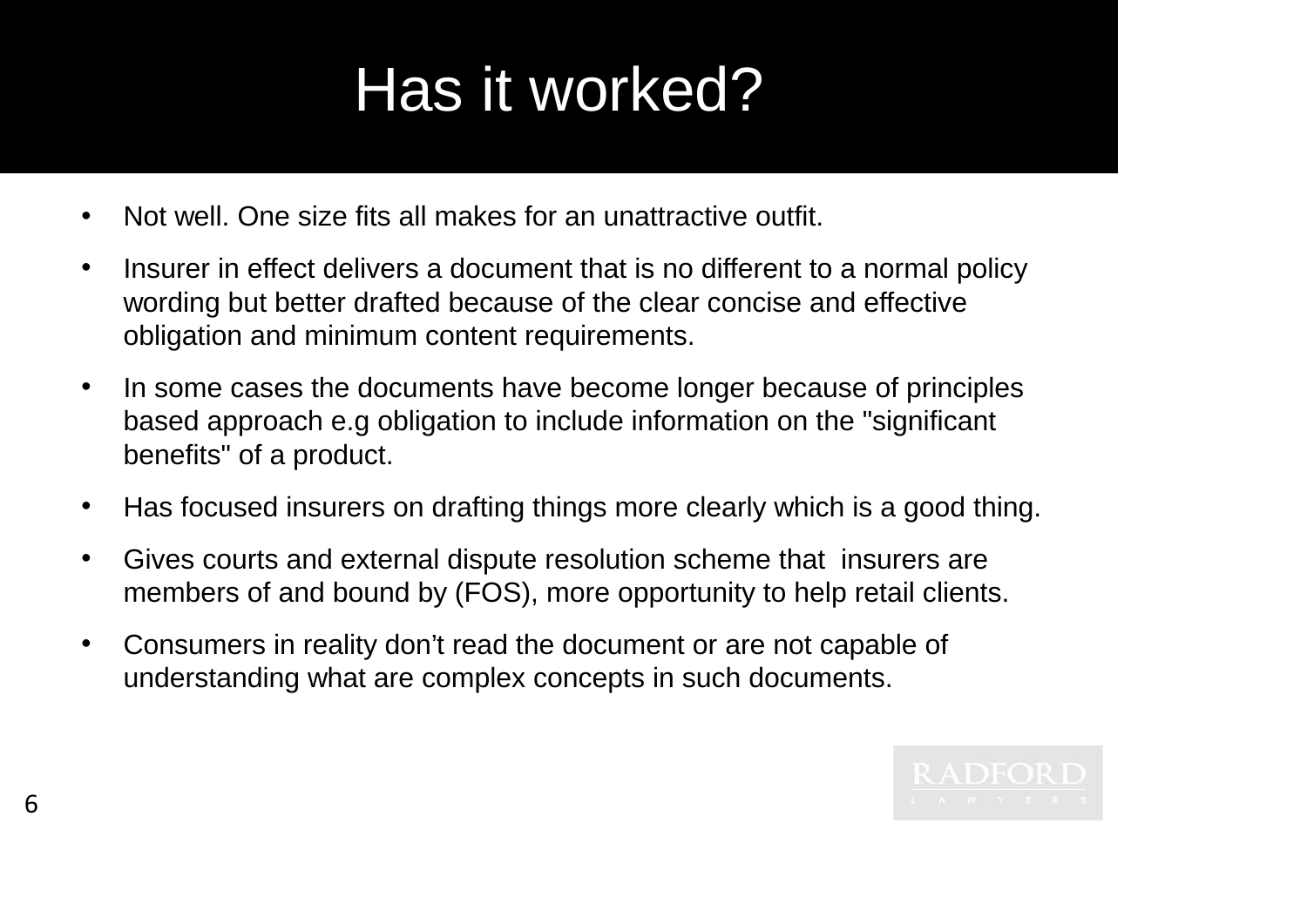# Has it worked?

- Not well. One size fits all makes for an unattractive outfit.
- Insurer in effect delivers a document that is no different to a normal policy wording but better drafted because of the clear concise and effective obligation and minimum content requirements.
- In some cases the documents have become longer because of principles based approach e.g obligation to include information on the "significant benefits" of a product.
- Has focused insurers on drafting things more clearly which is a good thing.
- Gives courts and external dispute resolution scheme that insurers are members of and bound by (FOS), more opportunity to help retail clients.
- Consumers in reality don't read the document or are not capable of understanding what are complex concepts in such documents.

RADFORD
LAWYERS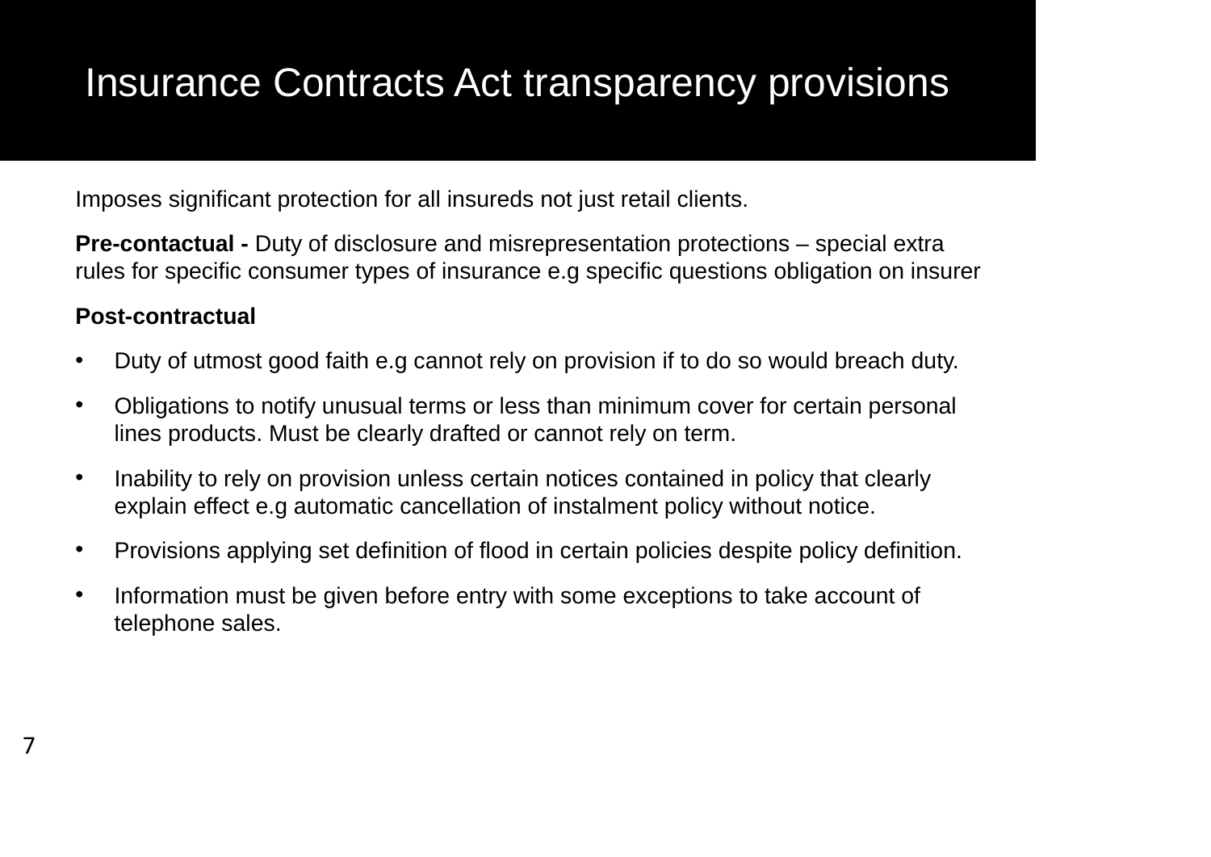# Insurance Contracts Act transparency provisions

Imposes significant protection for all insureds not just retail clients.

**Pre-contactual -** Duty of disclosure and misrepresentation protections – special extra rules for specific consumer types of insurance e.g specific questions obligation on insurer

**Post-contractual**

- Duty of utmost good faith e.g cannot rely on provision if to do so would breach duty.
- Obligations to notify unusual terms or less than minimum cover for certain personal lines products. Must be clearly drafted or cannot rely on term.
- Inability to rely on provision unless certain notices contained in policy that clearly explain effect e.g automatic cancellation of instalment policy without notice.
- Provisions applying set definition of flood in certain policies despite policy definition.
- Information must be given before entry with some exceptions to take account of telephone sales.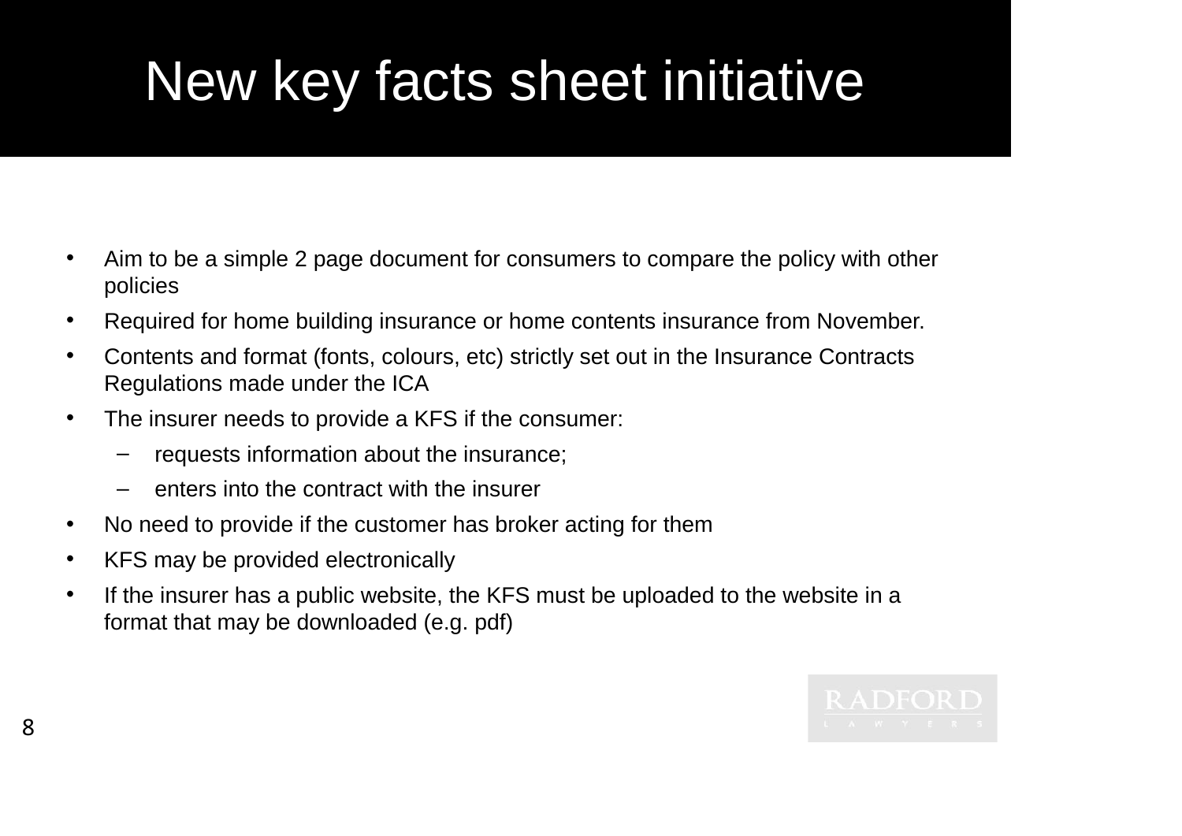# New key facts sheet initiative

- Aim to be a simple 2 page document for consumers to compare the policy with other policies
- Required for home building insurance or home contents insurance from November.
- Contents and format (fonts, colours, etc) strictly set out in the Insurance Contracts Regulations made under the ICA
- The insurer needs to provide a KFS if the consumer:
  - requests information about the insurance;
  - enters into the contract with the insurer
- No need to provide if the customer has broker acting for them
- KFS may be provided electronically
- If the insurer has a public website, the KFS must be uploaded to the website in a format that may be downloaded (e.g. pdf)

RADFORD LAWYERS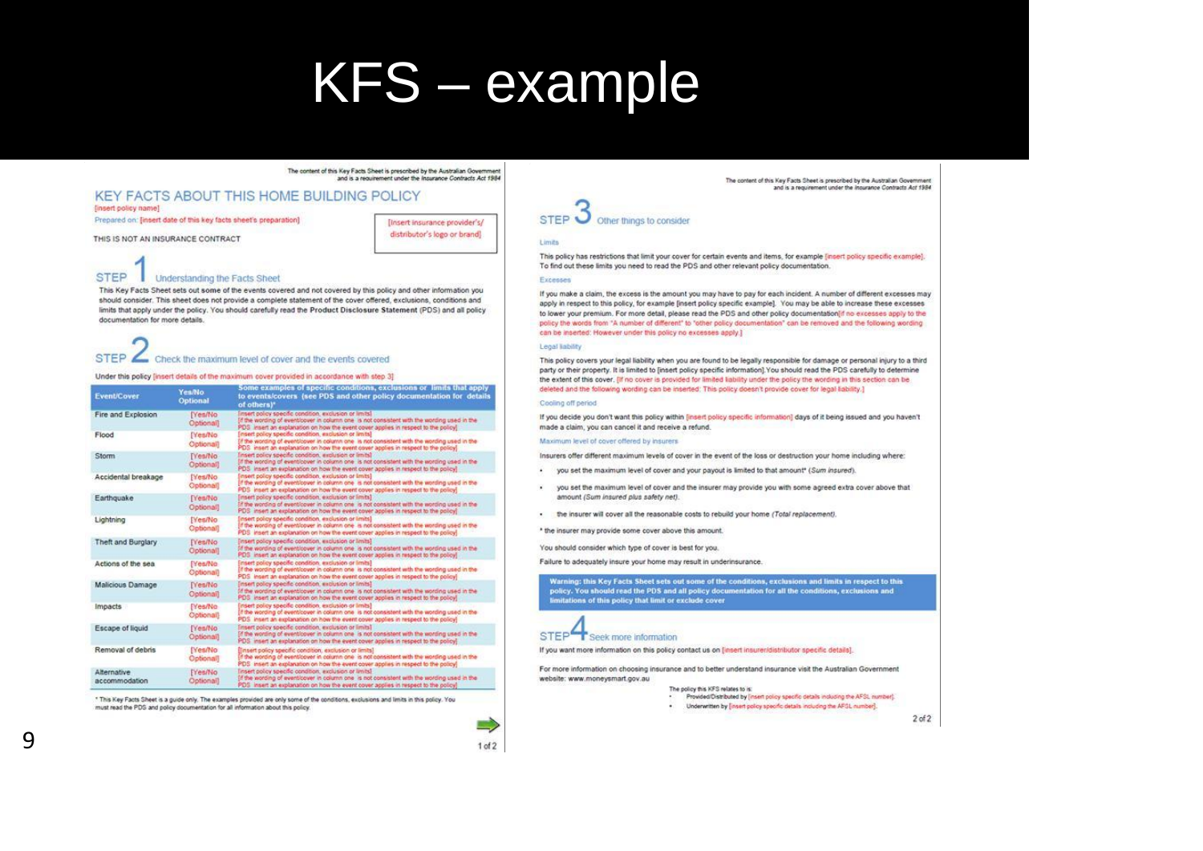# KFS – example

The content of this Key Facts Sheet is prescribed by the Australian Government and is a requirement under the *Insurance Contracts Act 1984*

## KEY FACTS ABOUT THIS HOME BUILDING POLICY

[insert policy name]

Prepared on: [insert date of this key facts sheet's preparation]

[Insert insurance provider's/ distributor's logo or brand]

THIS IS NOT AN INSURANCE CONTRACT

### STEP 1 Understanding the Facts Sheet

This Key Facts Sheet sets out **some** of the events covered and not covered by this policy and other information you should consider. This sheet does not provide a complete statement of the cover offered, exclusions, conditions and limits that apply under the policy. You should carefully read the **Product Disclosure Statement** (PDS) and all policy documentation for more details.

### STEP 2 Check the maximum level of cover and the events covered

Under this policy [insert details of the maximum cover provided in accordance with step 3]

| Event/Cover | Yes/No Optional | Some examples of specific conditions, exclusions or limits that apply to events/covers (see PDS and other policy documentation for details of others)* |
|---|---|---|
| Fire and Explosion | [Yes/No Optional] | [insert policy specific condition, exclusion or limits] [If the wording of event/cover in column one is not consistent with the wording used in the PDS insert an explanation on how the event cover applies in respect to the policy] |
| Flood | [Yes/No Optional] | [insert policy specific condition, exclusion or limits] [If the wording of event/cover in column one is not consistent with the wording used in the PDS insert an explanation on how the event cover applies in respect to the policy] |
| Storm | [Yes/No Optional] | [insert policy specific condition, exclusion or limits] [If the wording of event/cover in column one is not consistent with the wording used in the PDS insert an explanation on how the event cover applies in respect to the policy] |
| Accidental breakage | [Yes/No Optional] | [insert policy specific condition, exclusion or limits] [If the wording of event/cover in column one is not consistent with the wording used in the PDS insert an explanation on how the event cover applies in respect to the policy] |
| Earthquake | [Yes/No Optional] | [insert policy specific condition, exclusion or limits] [If the wording of event/cover in column one is not consistent with the wording used in the PDS insert an explanation on how the event cover applies in respect to the policy] |
| Lightning | [Yes/No Optional] | [insert policy specific condition, exclusion or limits] [If the wording of event/cover in column one is not consistent with the wording used in the PDS insert an explanation on how the event cover applies in respect to the policy] |
| Theft and Burglary | [Yes/No Optional] | [insert policy specific condition, exclusion or limits] [If the wording of event/cover in column one is not consistent with the wording used in the PDS insert an explanation on how the event cover applies in respect to the policy] |
| Actions of the sea | [Yes/No Optional] | [insert policy specific condition, exclusion or limits] [If the wording of event/cover in column one is not consistent with the wording used in the PDS insert an explanation on how the event cover applies in respect to the policy] |
| Malicious Damage | [Yes/No Optional] | [insert policy specific condition, exclusion or limits] [If the wording of event/cover in column one is not consistent with the wording used in the PDS insert an explanation on how the event cover applies in respect to the policy] |
| Impacts | [Yes/No Optional] | [insert policy specific condition, exclusion or limits] [If the wording of event/cover in column one is not consistent with the wording used in the PDS insert an explanation on how the event cover applies in respect to the policy] |
| Escape of liquid | [Yes/No Optional] | [insert policy specific condition, exclusion or limits] [If the wording of event/cover in column one is not consistent with the wording used in the PDS insert an explanation on how the event cover applies in respect to the policy] |
| Removal of debris | [Yes/No Optional] | [insert policy specific condition, exclusion or limits] [If the wording of event/cover in column one is not consistent with the wording used in the PDS insert an explanation on how the event cover applies in respect to the policy] |
| Alternative accommodation | [Yes/No Optional] | [insert policy specific condition, exclusion or limits] [If the wording of event/cover in column one is not consistent with the wording used in the PDS insert an explanation on how the event cover applies in respect to the policy] |

* This Key Facts Sheet is a guide only. The examples provided are only some of the conditions, exclusions and limits in this policy. You must read the PDS and policy documentation for all information about this policy.

The content of this Key Facts Sheet is prescribed by the Australian Government and is a requirement under the *Insurance Contracts Act 1984*

### STEP 3 Other things to consider

**Limits**

This policy has restrictions that limit your cover for certain events and items, for example [insert policy specific example]. To find out these limits you need to read the PDS and other relevant policy documentation.

**Excesses**

If you make a claim, the excess is the amount you may have to pay for each incident. A number of different excesses may apply in respect to this policy, for example [insert policy specific example]. You may be able to increase these excesses to lower your premium. For more detail, please read the PDS and other policy documentation[If no excesses apply to the policy the words from "A number of different" to "other policy documentation" can be removed and the following wording can be inserted: However under this policy no excesses apply.]

**Legal liability**

This policy covers your legal liability when you are found to be legally responsible for damage or personal injury to a third party or their property. It is limited to [insert policy specific information].You should read the PDS carefully to determine the extent of this cover. [If no cover is provided for limited liability under the policy the wording in this section can be deleted and the following wording can be inserted: This policy doesn't provide cover for legal liability.]

**Cooling off period**

If you decide you don't want this policy within [insert policy specific information] days of it being issued and you haven't made a claim, you can cancel it and receive a refund.

**Maximum level of cover offered by insurers**

Insurers offer different maximum levels of cover in the event of the loss or destruction your home including where:

- you set the maximum level of cover and your payout is limited to that amount* (*Sum insured*).
- you set the maximum level of cover and the insurer may provide you with some agreed extra cover above that amount (*Sum insured plus safety net*).
- the insurer will cover all the reasonable costs to rebuild your home (*Total replacement*).

* the insurer may provide some cover above this amount.

You should consider which type of cover is best for you.

Failure to adequately insure your home may result in underinsurance.

**Warning: this Key Facts Sheet sets out some of the conditions, exclusions and limits in respect to this policy. You should read the PDS and all policy documentation for all the conditions, exclusions and limitations of this policy that limit or exclude cover**

### STEP 4 Seek more information

If you want more information on this policy contact us on [insert insurer/distributor specific details].

For more information on choosing insurance and to better understand insurance visit the Australian Government website: www.moneysmart.gov.au

The policy this KFS relates to is:

- Provided/Distributed by [insert policy specific details including the AFSL number].
- Underwritten by [insert policy specific details including the AFSL number].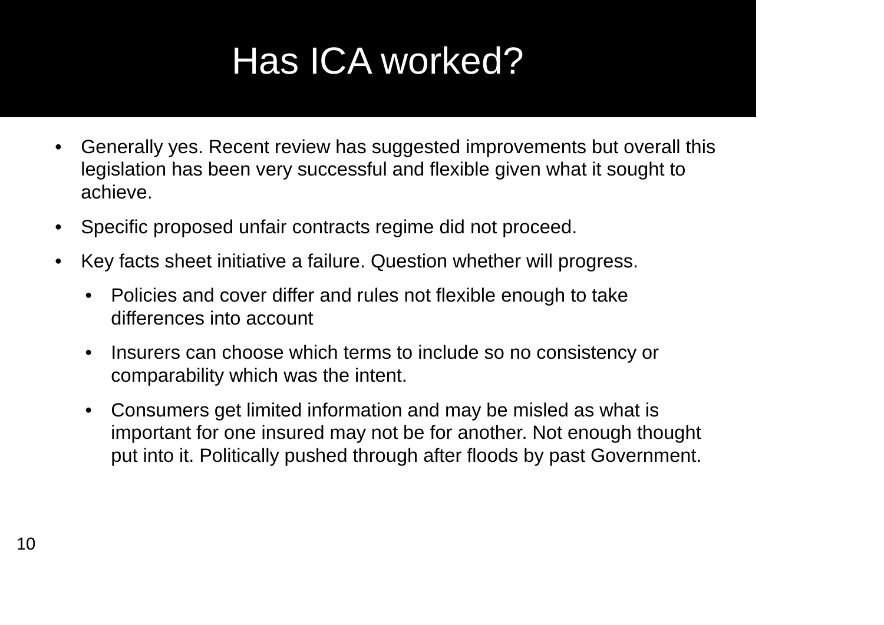# Has ICA worked?

- Generally yes. Recent review has suggested improvements but overall this legislation has been very successful and flexible given what it sought to achieve.
- Specific proposed unfair contracts regime did not proceed.
- Key facts sheet initiative a failure. Question whether will progress.
  - Policies and cover differ and rules not flexible enough to take differences into account
  - Insurers can choose which terms to include so no consistency or comparability which was the intent.
  - Consumers get limited information and may be misled as what is important for one insured may not be for another. Not enough thought put into it. Politically pushed through after floods by past Government.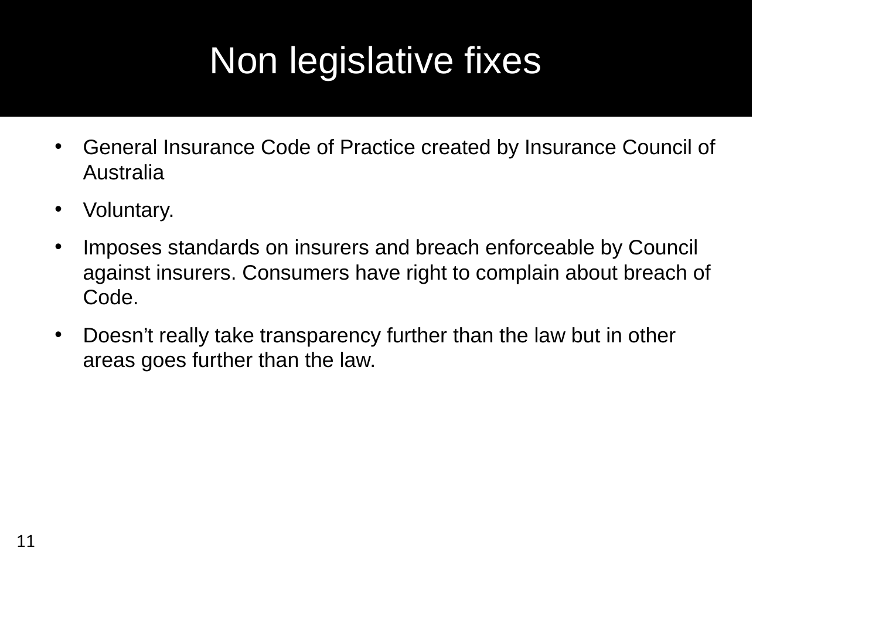# Non legislative fixes

- General Insurance Code of Practice created by Insurance Council of Australia
- Voluntary.
- Imposes standards on insurers and breach enforceable by Council against insurers. Consumers have right to complain about breach of Code.
- Doesn’t really take transparency further than the law but in other areas goes further than the law.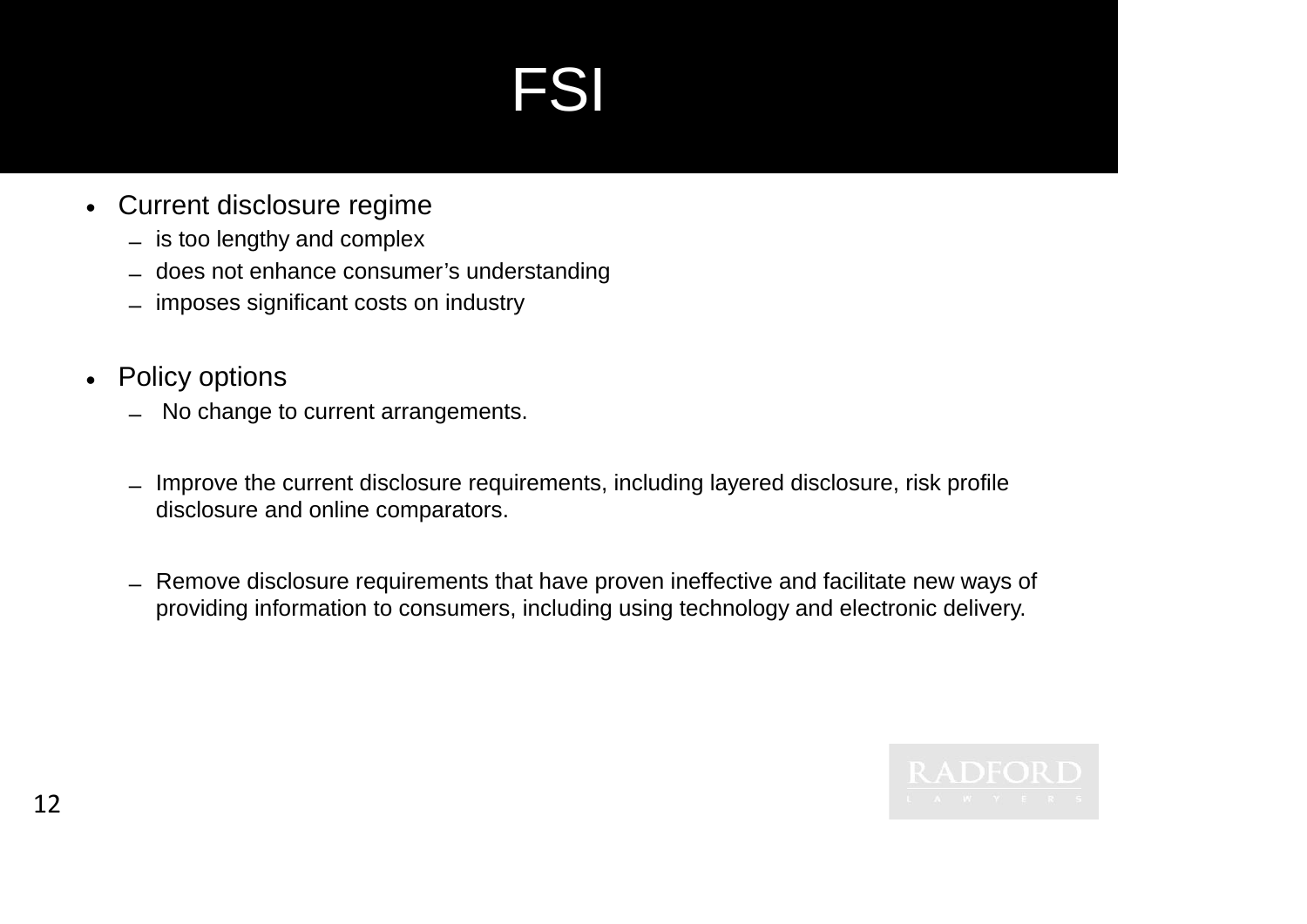# FSI

- Current disclosure regime
  - is too lengthy and complex
  - does not enhance consumer's understanding
  - imposes significant costs on industry

- Policy options
  - No change to current arrangements.
  - Improve the current disclosure requirements, including layered disclosure, risk profile disclosure and online comparators.
  - Remove disclosure requirements that have proven ineffective and facilitate new ways of providing information to consumers, including using technology and electronic delivery.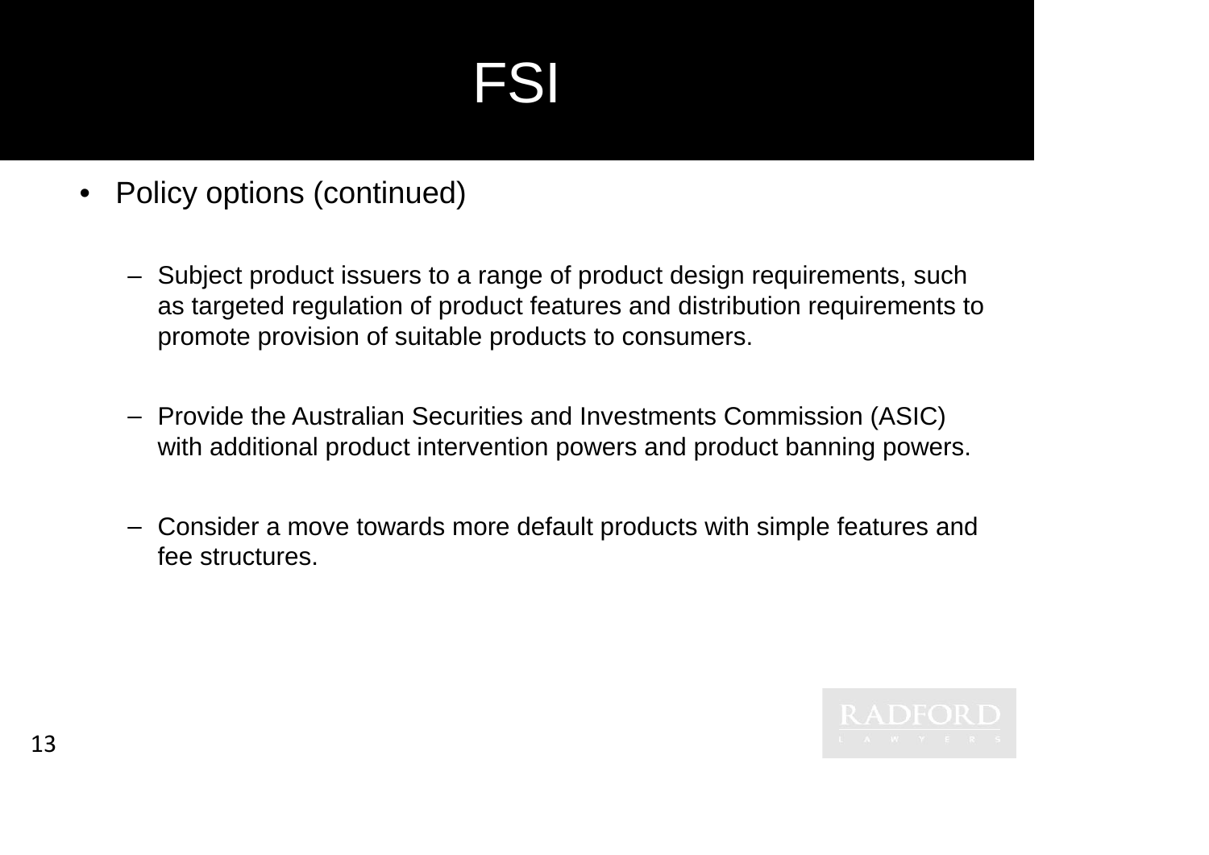# FSI

- Policy options (continued)
  - Subject product issuers to a range of product design requirements, such as targeted regulation of product features and distribution requirements to promote provision of suitable products to consumers.
  - Provide the Australian Securities and Investments Commission (ASIC) with additional product intervention powers and product banning powers.
  - Consider a move towards more default products with simple features and fee structures.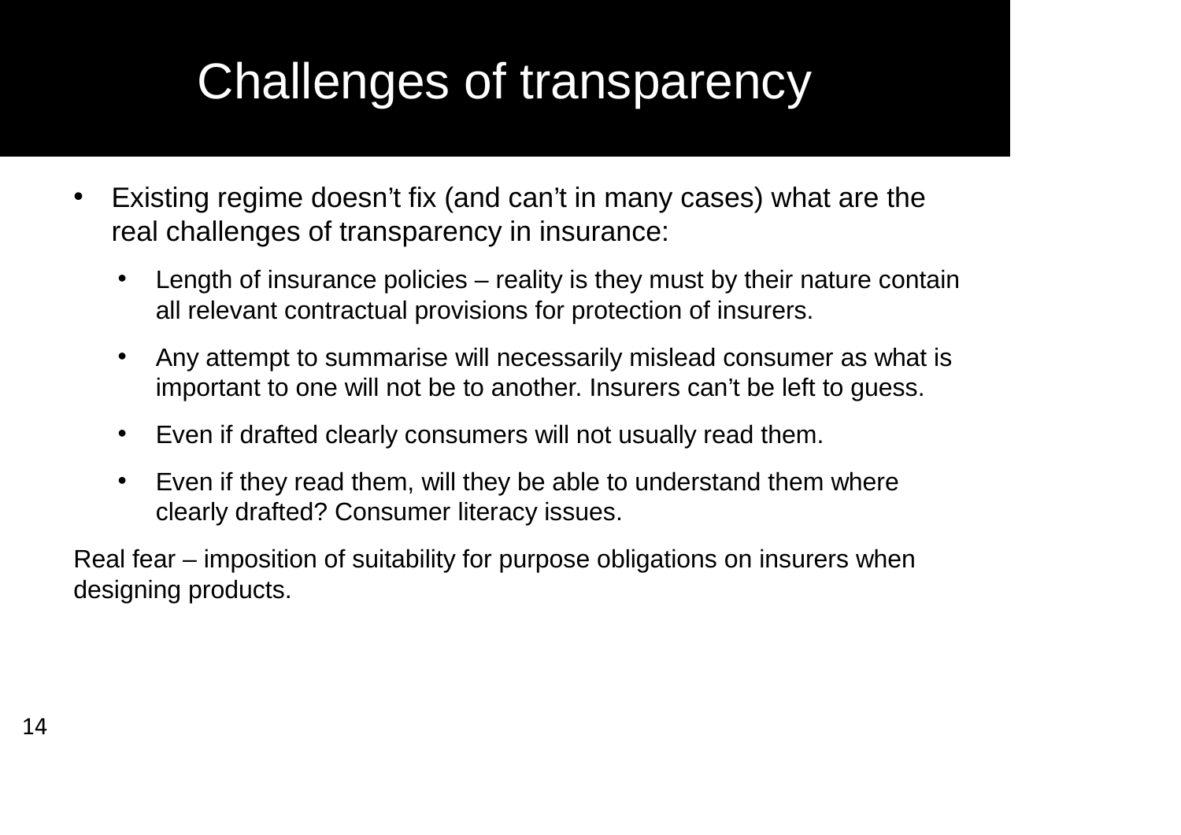# Challenges of transparency

- Existing regime doesn't fix (and can't in many cases) what are the real challenges of transparency in insurance:
  - Length of insurance policies – reality is they must by their nature contain all relevant contractual provisions for protection of insurers.
  - Any attempt to summarise will necessarily mislead consumer as what is important to one will not be to another. Insurers can't be left to guess.
  - Even if drafted clearly consumers will not usually read them.
  - Even if they read them, will they be able to understand them where clearly drafted? Consumer literacy issues.

Real fear – imposition of suitability for purpose obligations on insurers when designing products.